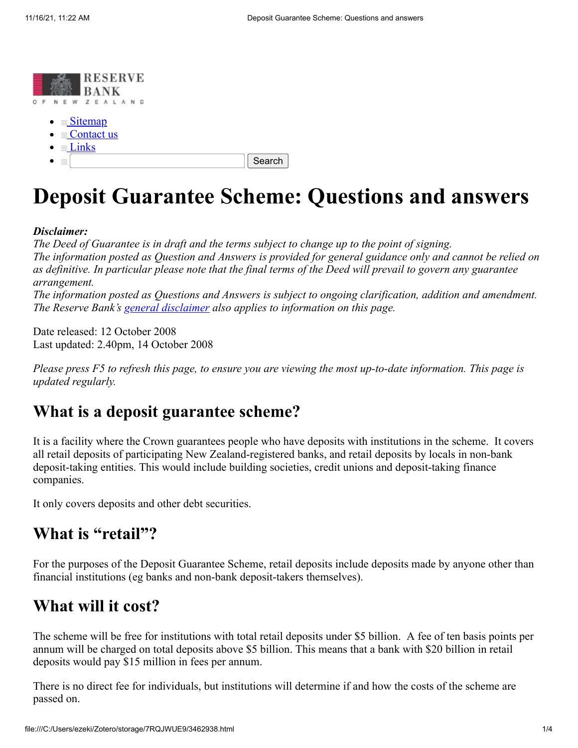RESERVE BANK OF NEW ZEALAND

- Sitemap
- Contact us
- Links
- Search

# Deposit Guarantee Scheme: Questions and answers

***Disclaimer:***
*The Deed of Guarantee is in draft and the terms subject to change up to the point of signing.*
*The information posted as Question and Answers is provided for general guidance only and cannot be relied on as definitive. In particular please note that the final terms of the Deed will prevail to govern any guarantee arrangement.*
*The information posted as Questions and Answers is subject to ongoing clarification, addition and amendment.*
*The Reserve Bank's general disclaimer also applies to information on this page.*

Date released: 12 October 2008
Last updated: 2.40pm, 14 October 2008

*Please press F5 to refresh this page, to ensure you are viewing the most up-to-date information. This page is updated regularly.*

## What is a deposit guarantee scheme?

It is a facility where the Crown guarantees people who have deposits with institutions in the scheme. It covers all retail deposits of participating New Zealand-registered banks, and retail deposits by locals in non-bank deposit-taking entities. This would include building societies, credit unions and deposit-taking finance companies.

It only covers deposits and other debt securities.

## What is "retail"?

For the purposes of the Deposit Guarantee Scheme, retail deposits include deposits made by anyone other than financial institutions (eg banks and non-bank deposit-takers themselves).

## What will it cost?

The scheme will be free for institutions with total retail deposits under $5 billion. A fee of ten basis points per annum will be charged on total deposits above $5 billion. This means that a bank with $20 billion in retail deposits would pay $15 million in fees per annum.

There is no direct fee for individuals, but institutions will determine if and how the costs of the scheme are passed on.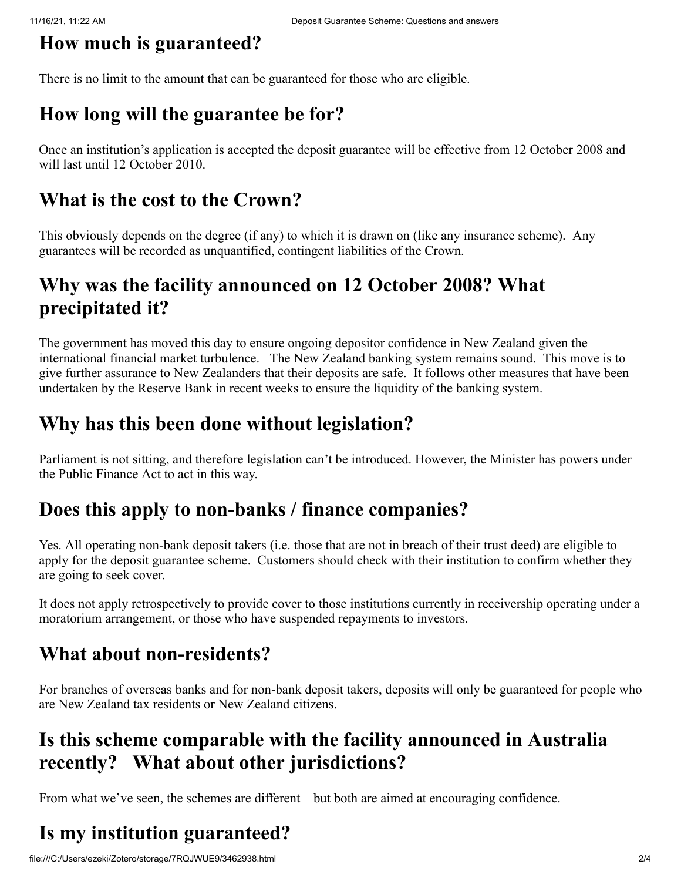## How much is guaranteed?

There is no limit to the amount that can be guaranteed for those who are eligible.

## How long will the guarantee be for?

Once an institution's application is accepted the deposit guarantee will be effective from 12 October 2008 and will last until 12 October 2010.

## What is the cost to the Crown?

This obviously depends on the degree (if any) to which it is drawn on (like any insurance scheme). Any guarantees will be recorded as unquantified, contingent liabilities of the Crown.

## Why was the facility announced on 12 October 2008? What precipitated it?

The government has moved this day to ensure ongoing depositor confidence in New Zealand given the international financial market turbulence. The New Zealand banking system remains sound. This move is to give further assurance to New Zealanders that their deposits are safe. It follows other measures that have been undertaken by the Reserve Bank in recent weeks to ensure the liquidity of the banking system.

## Why has this been done without legislation?

Parliament is not sitting, and therefore legislation can't be introduced. However, the Minister has powers under the Public Finance Act to act in this way.

## Does this apply to non-banks / finance companies?

Yes. All operating non-bank deposit takers (i.e. those that are not in breach of their trust deed) are eligible to apply for the deposit guarantee scheme. Customers should check with their institution to confirm whether they are going to seek cover.

It does not apply retrospectively to provide cover to those institutions currently in receivership operating under a moratorium arrangement, or those who have suspended repayments to investors.

## What about non-residents?

For branches of overseas banks and for non-bank deposit takers, deposits will only be guaranteed for people who are New Zealand tax residents or New Zealand citizens.

## Is this scheme comparable with the facility announced in Australia recently? What about other jurisdictions?

From what we've seen, the schemes are different – but both are aimed at encouraging confidence.

## Is my institution guaranteed?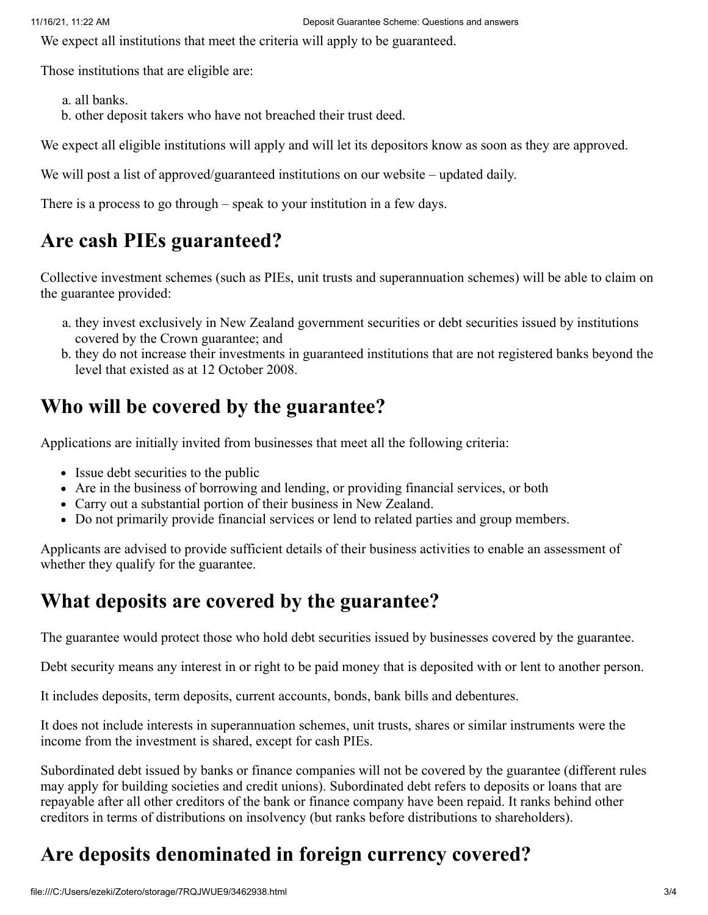We expect all institutions that meet the criteria will apply to be guaranteed.

Those institutions that are eligible are:

a. all banks.
b. other deposit takers who have not breached their trust deed.

We expect all eligible institutions will apply and will let its depositors know as soon as they are approved.

We will post a list of approved/guaranteed institutions on our website – updated daily.

There is a process to go through – speak to your institution in a few days.

## Are cash PIEs guaranteed?

Collective investment schemes (such as PIEs, unit trusts and superannuation schemes) will be able to claim on the guarantee provided:

a. they invest exclusively in New Zealand government securities or debt securities issued by institutions covered by the Crown guarantee; and
b. they do not increase their investments in guaranteed institutions that are not registered banks beyond the level that existed as at 12 October 2008.

## Who will be covered by the guarantee?

Applications are initially invited from businesses that meet all the following criteria:

- Issue debt securities to the public
- Are in the business of borrowing and lending, or providing financial services, or both
- Carry out a substantial portion of their business in New Zealand.
- Do not primarily provide financial services or lend to related parties and group members.

Applicants are advised to provide sufficient details of their business activities to enable an assessment of whether they qualify for the guarantee.

## What deposits are covered by the guarantee?

The guarantee would protect those who hold debt securities issued by businesses covered by the guarantee.

Debt security means any interest in or right to be paid money that is deposited with or lent to another person.

It includes deposits, term deposits, current accounts, bonds, bank bills and debentures.

It does not include interests in superannuation schemes, unit trusts, shares or similar instruments were the income from the investment is shared, except for cash PIEs.

Subordinated debt issued by banks or finance companies will not be covered by the guarantee (different rules may apply for building societies and credit unions). Subordinated debt refers to deposits or loans that are repayable after all other creditors of the bank or finance company have been repaid. It ranks behind other creditors in terms of distributions on insolvency (but ranks before distributions to shareholders).

## Are deposits denominated in foreign currency covered?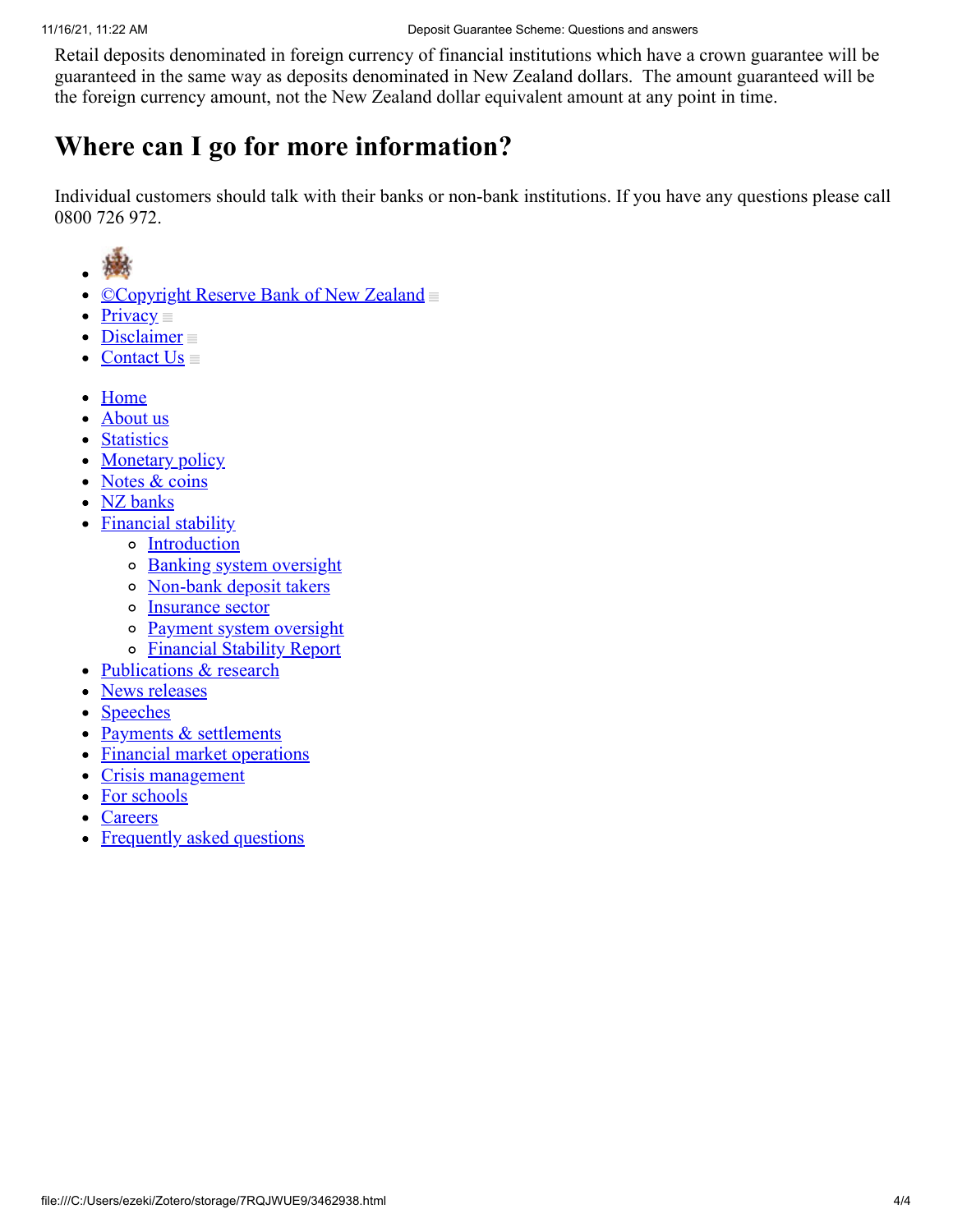Retail deposits denominated in foreign currency of financial institutions which have a crown guarantee will be guaranteed in the same way as deposits denominated in New Zealand dollars. The amount guaranteed will be the foreign currency amount, not the New Zealand dollar equivalent amount at any point in time.

## Where can I go for more information?

Individual customers should talk with their banks or non-bank institutions. If you have any questions please call 0800 726 972.

- 
- ©Copyright Reserve Bank of New Zealand
- Privacy
- Disclaimer
- Contact Us

- Home
- About us
- Statistics
- Monetary policy
- Notes & coins
- NZ banks
- Financial stability
    - Introduction
    - Banking system oversight
    - Non-bank deposit takers
    - Insurance sector
    - Payment system oversight
    - Financial Stability Report
- Publications & research
- News releases
- Speeches
- Payments & settlements
- Financial market operations
- Crisis management
- For schools
- Careers
- Frequently asked questions